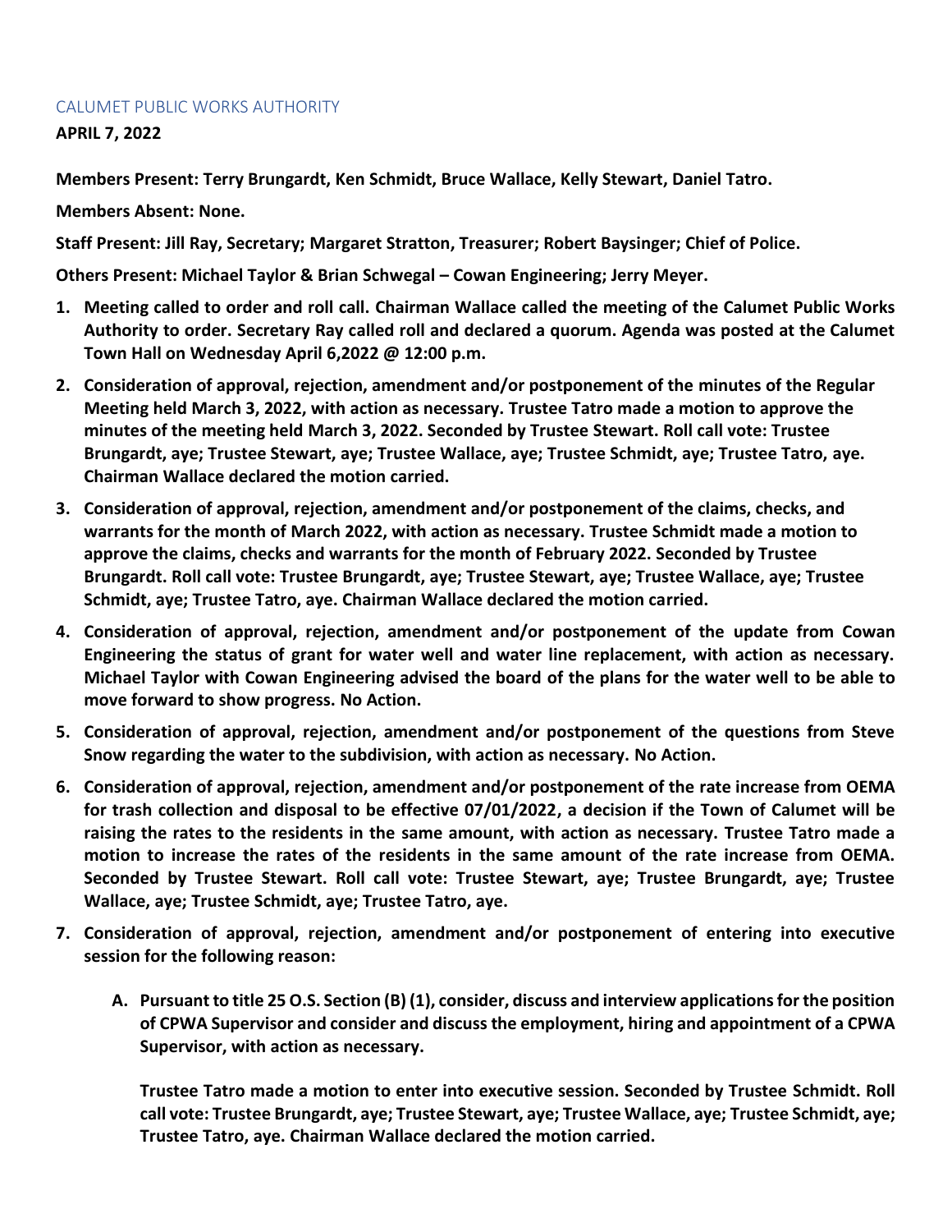CALUMET PUBLIC WORKS AUTHORITY

**APRIL 7, 2022**

**Members Present: Terry Brungardt, Ken Schmidt, Bruce Wallace, Kelly Stewart, Daniel Tatro.**

**Members Absent: None.**

**Staff Present: Jill Ray, Secretary; Margaret Stratton, Treasurer; Robert Baysinger; Chief of Police.**

**Others Present: Michael Taylor & Brian Schwegal – Cowan Engineering; Jerry Meyer.**

1. **Meeting called to order and roll call. Chairman Wallace called the meeting of the Calumet Public Works Authority to order. Secretary Ray called roll and declared a quorum. Agenda was posted at the Calumet Town Hall on Wednesday April 6,2022 @ 12:00 p.m.**
2. **Consideration of approval, rejection, amendment and/or postponement of the minutes of the Regular Meeting held March 3, 2022, with action as necessary. Trustee Tatro made a motion to approve the minutes of the meeting held March 3, 2022. Seconded by Trustee Stewart. Roll call vote: Trustee Brungardt, aye; Trustee Stewart, aye; Trustee Wallace, aye; Trustee Schmidt, aye; Trustee Tatro, aye. Chairman Wallace declared the motion carried.**
3. **Consideration of approval, rejection, amendment and/or postponement of the claims, checks, and warrants for the month of March 2022, with action as necessary. Trustee Schmidt made a motion to approve the claims, checks and warrants for the month of February 2022. Seconded by Trustee Brungardt. Roll call vote: Trustee Brungardt, aye; Trustee Stewart, aye; Trustee Wallace, aye; Trustee Schmidt, aye; Trustee Tatro, aye. Chairman Wallace declared the motion carried.**
4. **Consideration of approval, rejection, amendment and/or postponement of the update from Cowan Engineering the status of grant for water well and water line replacement, with action as necessary. Michael Taylor with Cowan Engineering advised the board of the plans for the water well to be able to move forward to show progress. No Action.**
5. **Consideration of approval, rejection, amendment and/or postponement of the questions from Steve Snow regarding the water to the subdivision, with action as necessary. No Action.**
6. **Consideration of approval, rejection, amendment and/or postponement of the rate increase from OEMA for trash collection and disposal to be effective 07/01/2022, a decision if the Town of Calumet will be raising the rates to the residents in the same amount, with action as necessary. Trustee Tatro made a motion to increase the rates of the residents in the same amount of the rate increase from OEMA. Seconded by Trustee Stewart. Roll call vote: Trustee Stewart, aye; Trustee Brungardt, aye; Trustee Wallace, aye; Trustee Schmidt, aye; Trustee Tatro, aye.**
7. **Consideration of approval, rejection, amendment and/or postponement of entering into executive session for the following reason:**

   A. **Pursuant to title 25 O.S. Section (B) (1), consider, discuss and interview applications for the position of CPWA Supervisor and consider and discuss the employment, hiring and appointment of a CPWA Supervisor, with action as necessary.**

   **Trustee Tatro made a motion to enter into executive session. Seconded by Trustee Schmidt. Roll call vote: Trustee Brungardt, aye; Trustee Stewart, aye; Trustee Wallace, aye; Trustee Schmidt, aye; Trustee Tatro, aye. Chairman Wallace declared the motion carried.**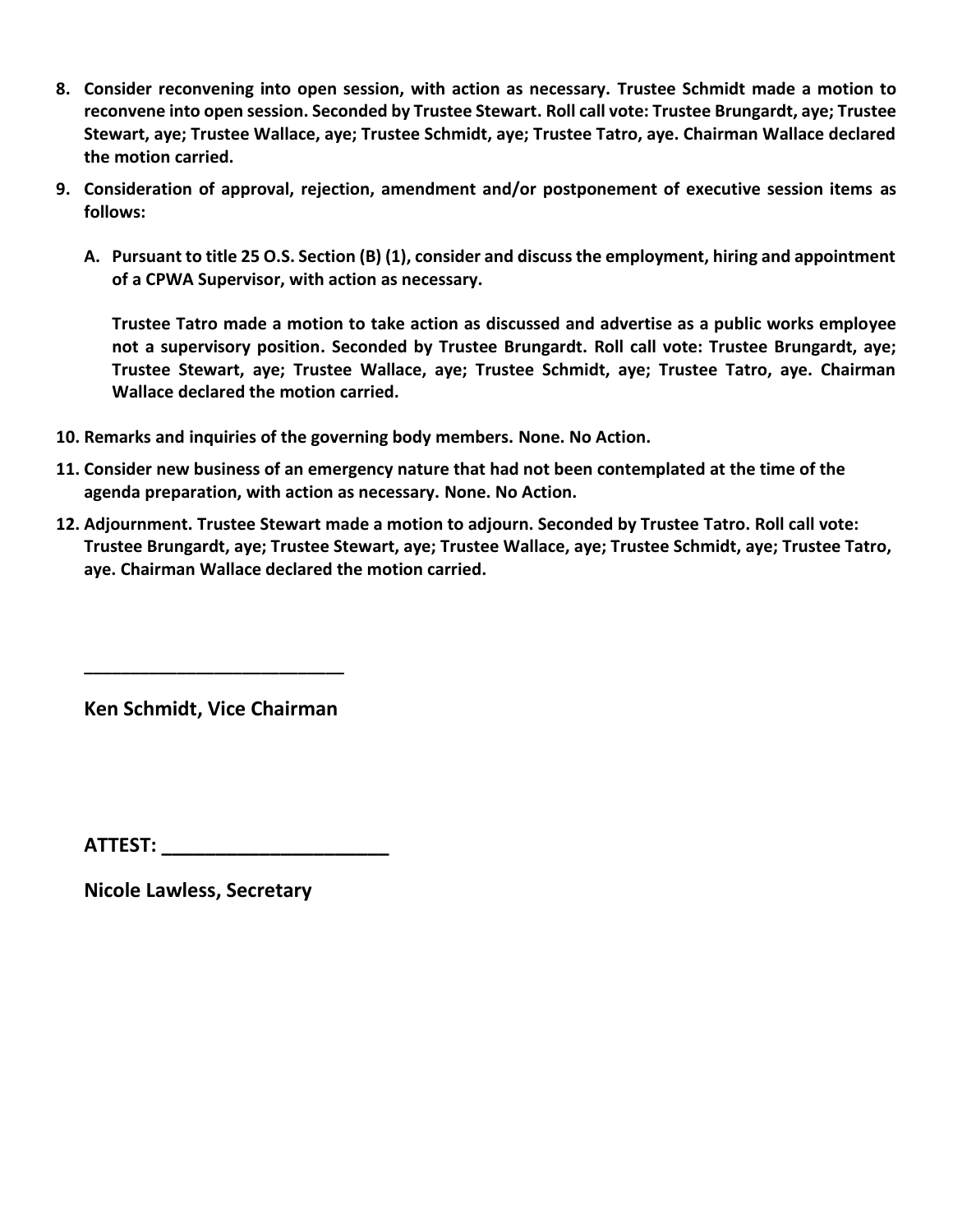8. **Consider reconvening into open session, with action as necessary. Trustee Schmidt made a motion to reconvene into open session. Seconded by Trustee Stewart. Roll call vote: Trustee Brungardt, aye; Trustee Stewart, aye; Trustee Wallace, aye; Trustee Schmidt, aye; Trustee Tatro, aye. Chairman Wallace declared the motion carried.**

9. **Consideration of approval, rejection, amendment and/or postponement of executive session items as follows:**

   A. **Pursuant to title 25 O.S. Section (B) (1), consider and discuss the employment, hiring and appointment of a CPWA Supervisor, with action as necessary.**

      **Trustee Tatro made a motion to take action as discussed and advertise as a public works employee not a supervisory position. Seconded by Trustee Brungardt. Roll call vote: Trustee Brungardt, aye; Trustee Stewart, aye; Trustee Wallace, aye; Trustee Schmidt, aye; Trustee Tatro, aye. Chairman Wallace declared the motion carried.**

10. **Remarks and inquiries of the governing body members. None. No Action.**

11. **Consider new business of an emergency nature that had not been contemplated at the time of the agenda preparation, with action as necessary. None. No Action.**

12. **Adjournment. Trustee Stewart made a motion to adjourn. Seconded by Trustee Tatro. Roll call vote: Trustee Brungardt, aye; Trustee Stewart, aye; Trustee Wallace, aye; Trustee Schmidt, aye; Trustee Tatro, aye. Chairman Wallace declared the motion carried.**

___________________________

**Ken Schmidt, Vice Chairman**

**ATTEST: ______________________**

**Nicole Lawless, Secretary**